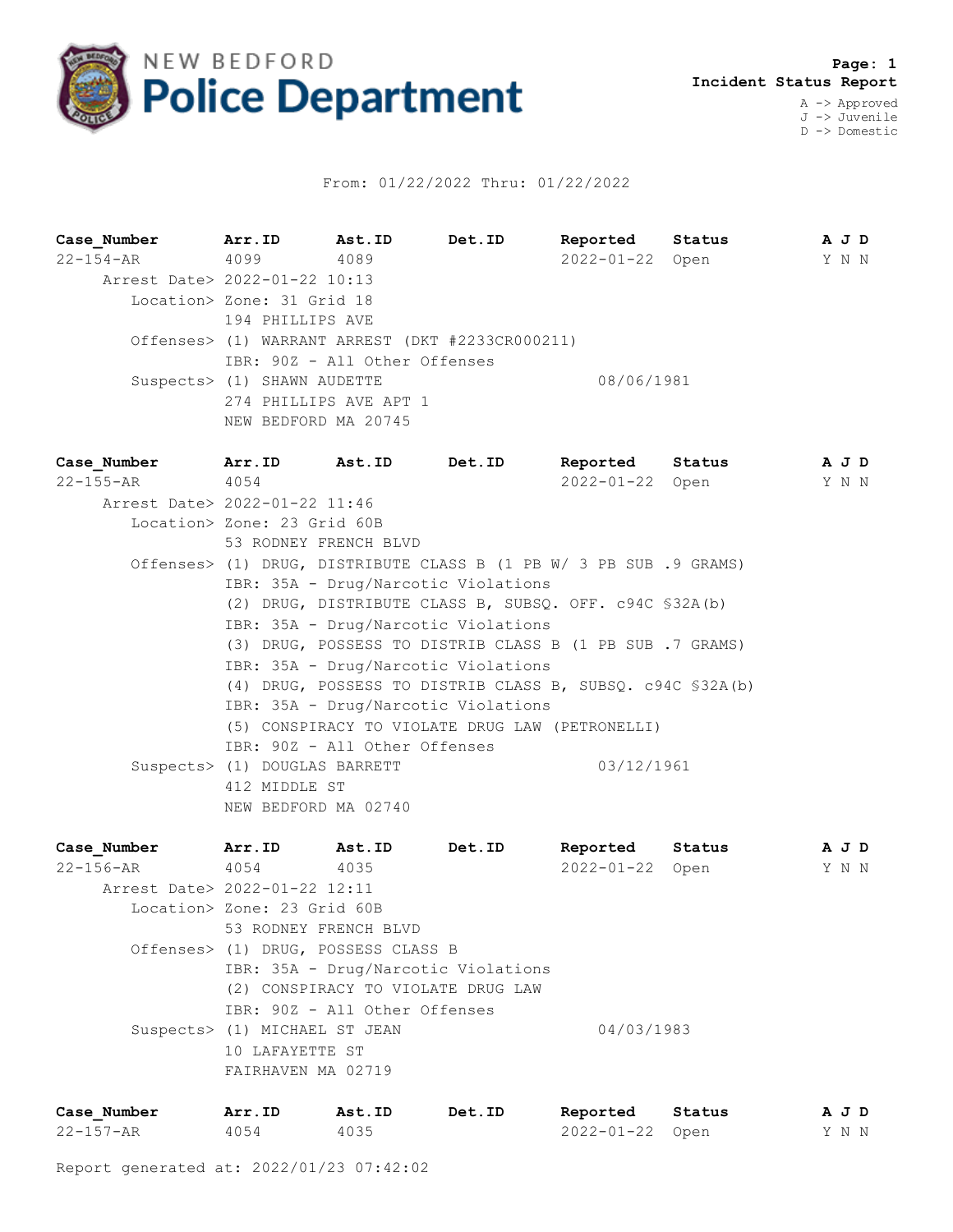# NEW BEDFORD Police Department

**Page: 1**
**Incident Status Report**

A -> Approved
J -> Juvenile
D -> Domestic

From: 01/22/2022 Thru: 01/22/2022

| Case_Number | Arr.ID | Ast.ID | Det.ID | Reported | Status | A J D |
|---|---|---|---|---|---|---|
| 22-154-AR | 4099 | 4089 | | 2022-01-22 | Open | Y N N |

Arrest Date> 2022-01-22 10:13
Location> Zone: 31 Grid 18
194 PHILLIPS AVE
Offenses> (1) WARRANT ARREST (DKT #2233CR000211)
IBR: 90Z - All Other Offenses
Suspects> (1) SHAWN AUDETTE 08/06/1981
274 PHILLIPS AVE APT 1
NEW BEDFORD MA 20745

| Case_Number | Arr.ID | Ast.ID | Det.ID | Reported | Status | A J D |
|---|---|---|---|---|---|---|
| 22-155-AR | 4054 | | | 2022-01-22 | Open | Y N N |

Arrest Date> 2022-01-22 11:46
Location> Zone: 23 Grid 60B
53 RODNEY FRENCH BLVD
Offenses> (1) DRUG, DISTRIBUTE CLASS B (1 PB W/ 3 PB SUB .9 GRAMS)
IBR: 35A - Drug/Narcotic Violations
(2) DRUG, DISTRIBUTE CLASS B, SUBSQ. OFF. c94C §32A(b)
IBR: 35A - Drug/Narcotic Violations
(3) DRUG, POSSESS TO DISTRIB CLASS B (1 PB SUB .7 GRAMS)
IBR: 35A - Drug/Narcotic Violations
(4) DRUG, POSSESS TO DISTRIB CLASS B, SUBSQ. c94C §32A(b)
IBR: 35A - Drug/Narcotic Violations
(5) CONSPIRACY TO VIOLATE DRUG LAW (PETRONELLI)
IBR: 90Z - All Other Offenses
Suspects> (1) DOUGLAS BARRETT 03/12/1961
412 MIDDLE ST
NEW BEDFORD MA 02740

| Case_Number | Arr.ID | Ast.ID | Det.ID | Reported | Status | A J D |
|---|---|---|---|---|---|---|
| 22-156-AR | 4054 | 4035 | | 2022-01-22 | Open | Y N N |

Arrest Date> 2022-01-22 12:11
Location> Zone: 23 Grid 60B
53 RODNEY FRENCH BLVD
Offenses> (1) DRUG, POSSESS CLASS B
IBR: 35A - Drug/Narcotic Violations
(2) CONSPIRACY TO VIOLATE DRUG LAW
IBR: 90Z - All Other Offenses
Suspects> (1) MICHAEL ST JEAN 04/03/1983
10 LAFAYETTE ST
FAIRHAVEN MA 02719

| Case_Number | Arr.ID | Ast.ID | Det.ID | Reported | Status | A J D |
|---|---|---|---|---|---|---|
| 22-157-AR | 4054 | 4035 | | 2022-01-22 | Open | Y N N |

Report generated at: 2022/01/23 07:42:02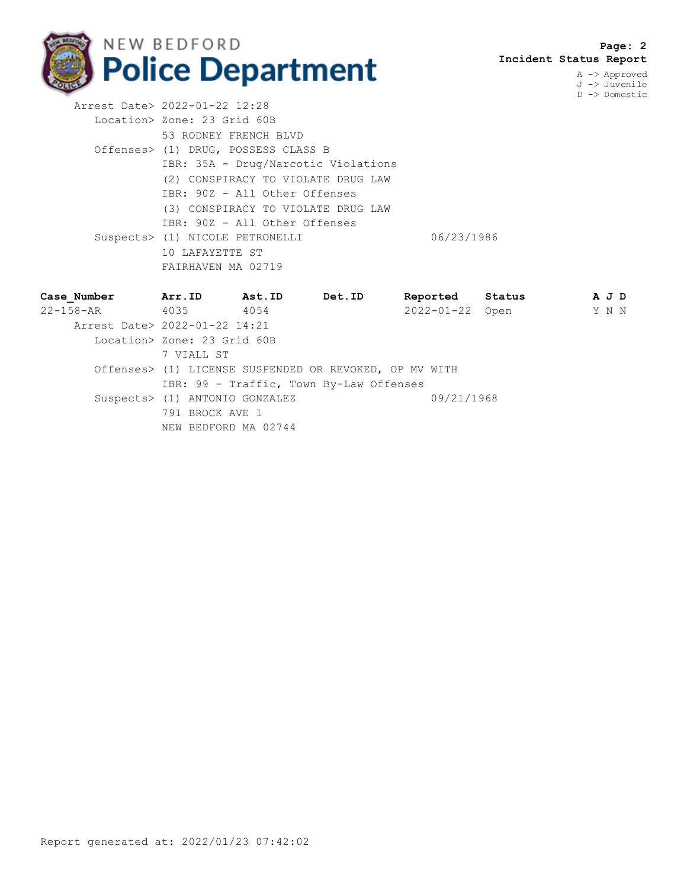**NEW BEDFORD Police Department**

**Incident Status Report**

A -> Approved
J -> Juvenile
D -> Domestic

```
     Arrest Date> 2022-01-22 12:28
        Location> Zone: 23 Grid 60B
                  53 RODNEY FRENCH BLVD
        Offenses> (1) DRUG, POSSESS CLASS B
                  IBR: 35A - Drug/Narcotic Violations
                  (2) CONSPIRACY TO VIOLATE DRUG LAW
                  IBR: 90Z - All Other Offenses
                  (3) CONSPIRACY TO VIOLATE DRUG LAW
                  IBR: 90Z - All Other Offenses
        Suspects> (1) NICOLE PETRONELLI                    06/23/1986
                  10 LAFAYETTE ST
                  FAIRHAVEN MA 02719
```

| Case_Number | Arr.ID | Ast.ID | Det.ID | Reported | Status | A | J | D |
|---|---|---|---|---|---|---|---|---|
| 22-158-AR | 4035 | 4054 | | 2022-01-22 | Open | Y | N | N |

```
     Arrest Date> 2022-01-22 14:21
        Location> Zone: 23 Grid 60B
                  7 VIALL ST
        Offenses> (1) LICENSE SUSPENDED OR REVOKED, OP MV WITH
                  IBR: 99 - Traffic, Town By-Law Offenses
        Suspects> (1) ANTONIO GONZALEZ                     09/21/1968
                  791 BROCK AVE 1
                  NEW BEDFORD MA 02744
```

Report generated at: 2022/01/23 07:42:02